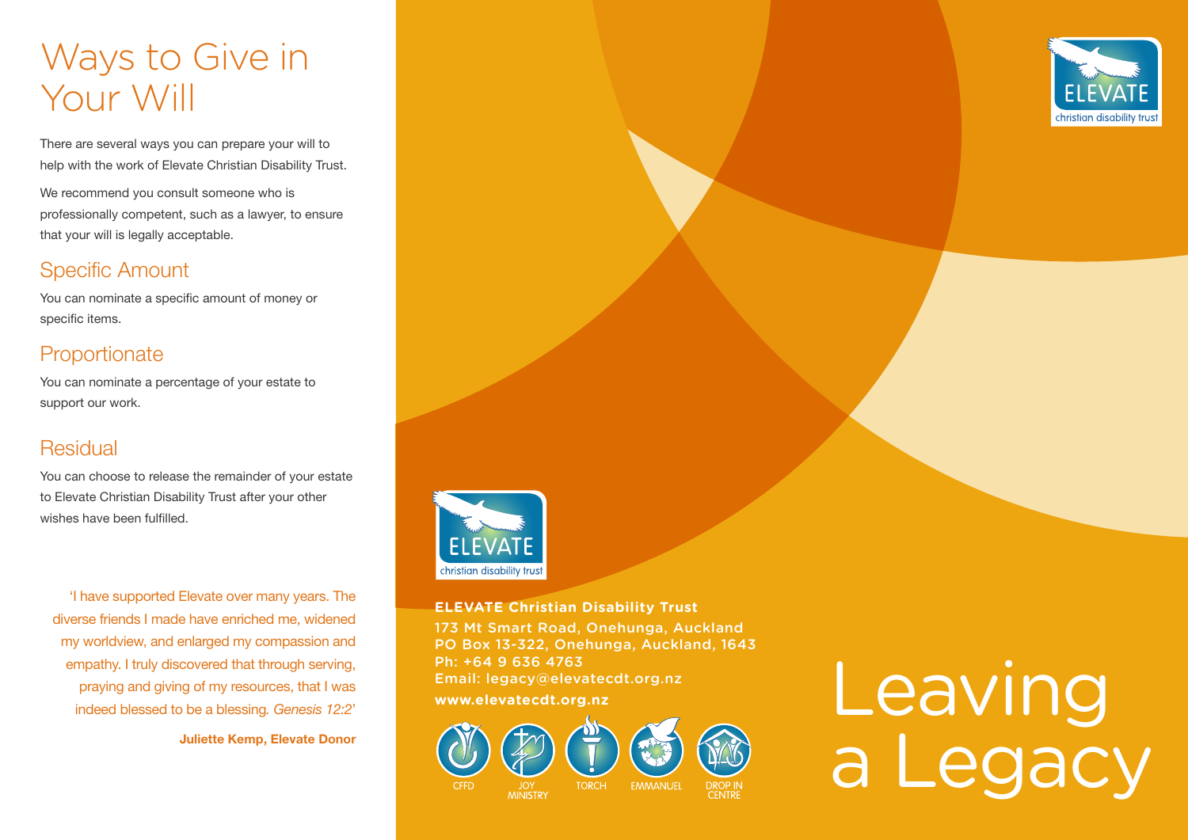# Ways to Give in Your Will

There are several ways you can prepare your will to help with the work of Elevate Christian Disability Trust.

We recommend you consult someone who is professionally competent, such as a lawyer, to ensure that your will is legally acceptable.

## Specific Amount

You can nominate a specific amount of money or specific items.

## Proportionate

You can nominate a percentage of your estate to support our work.

## Residual

You can choose to release the remainder of your estate to Elevate Christian Disability Trust after your other wishes have been fulfilled.

'I have supported Elevate over many years. The diverse friends I made have enriched me, widened my worldview, and enlarged my compassion and empathy. I truly discovered that through serving, praying and giving of my resources, that I was indeed blessed to be a blessing. *Genesis 12:2*'

**Juliette Kemp, Elevate Donor**

ELEVATE christian disability trust

**ELEVATE Christian Disability Trust**
173 Mt Smart Road, Onehunga, Auckland
PO Box 13-322, Onehunga, Auckland, 1643
Ph: +64 9 636 4763
Email: legacy@elevatecdt.org.nz
**www.elevatecdt.org.nz**

CFFD · JOY MINISTRY · TORCH · EMMANUEL · DROP IN CENTRE

# Leaving a Legacy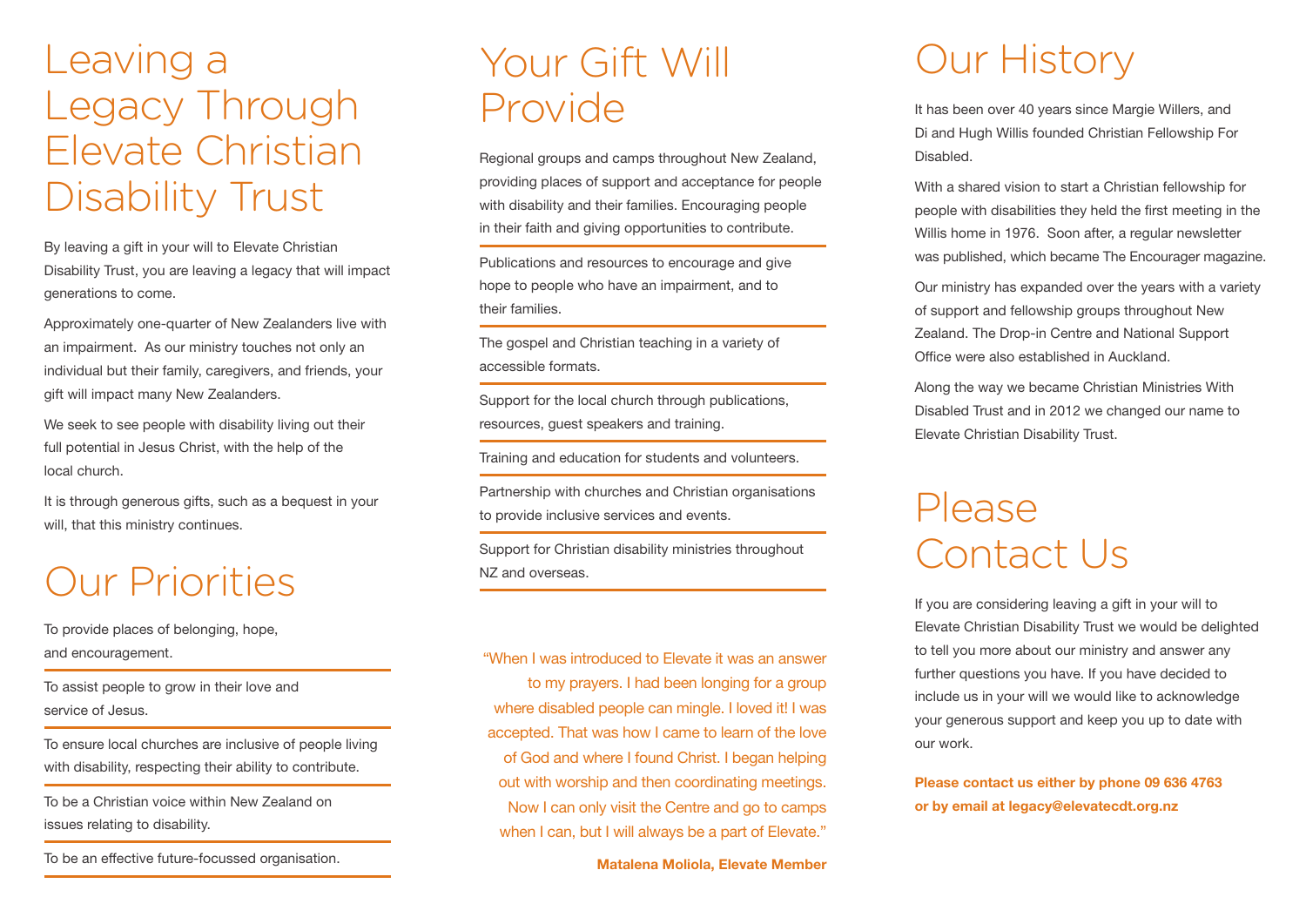# Leaving a Legacy Through Elevate Christian Disability Trust

By leaving a gift in your will to Elevate Christian Disability Trust, you are leaving a legacy that will impact generations to come.

Approximately one-quarter of New Zealanders live with an impairment. As our ministry touches not only an individual but their family, caregivers, and friends, your gift will impact many New Zealanders.

We seek to see people with disability living out their full potential in Jesus Christ, with the help of the local church.

It is through generous gifts, such as a bequest in your will, that this ministry continues.

# Our Priorities

To provide places of belonging, hope, and encouragement.

To assist people to grow in their love and service of Jesus.

To ensure local churches are inclusive of people living with disability, respecting their ability to contribute.

To be a Christian voice within New Zealand on issues relating to disability.

To be an effective future-focussed organisation.

# Your Gift Will Provide

Regional groups and camps throughout New Zealand, providing places of support and acceptance for people with disability and their families. Encouraging people in their faith and giving opportunities to contribute.

Publications and resources to encourage and give hope to people who have an impairment, and to their families.

The gospel and Christian teaching in a variety of accessible formats.

Support for the local church through publications, resources, guest speakers and training.

Training and education for students and volunteers.

Partnership with churches and Christian organisations to provide inclusive services and events.

Support for Christian disability ministries throughout NZ and overseas.

"When I was introduced to Elevate it was an answer to my prayers. I had been longing for a group where disabled people can mingle. I loved it! I was accepted. That was how I came to learn of the love of God and where I found Christ. I began helping out with worship and then coordinating meetings. Now I can only visit the Centre and go to camps when I can, but I will always be a part of Elevate."

**Matalena Moliola, Elevate Member**

# Our History

It has been over 40 years since Margie Willers, and Di and Hugh Willis founded Christian Fellowship For Disabled.

With a shared vision to start a Christian fellowship for people with disabilities they held the first meeting in the Willis home in 1976. Soon after, a regular newsletter was published, which became The Encourager magazine.

Our ministry has expanded over the years with a variety of support and fellowship groups throughout New Zealand. The Drop-in Centre and National Support Office were also established in Auckland.

Along the way we became Christian Ministries With Disabled Trust and in 2012 we changed our name to Elevate Christian Disability Trust.

# Please Contact Us

If you are considering leaving a gift in your will to Elevate Christian Disability Trust we would be delighted to tell you more about our ministry and answer any further questions you have. If you have decided to include us in your will we would like to acknowledge your generous support and keep you up to date with our work.

**Please contact us either by phone 09 636 4763 or by email at legacy@elevatecdt.org.nz**